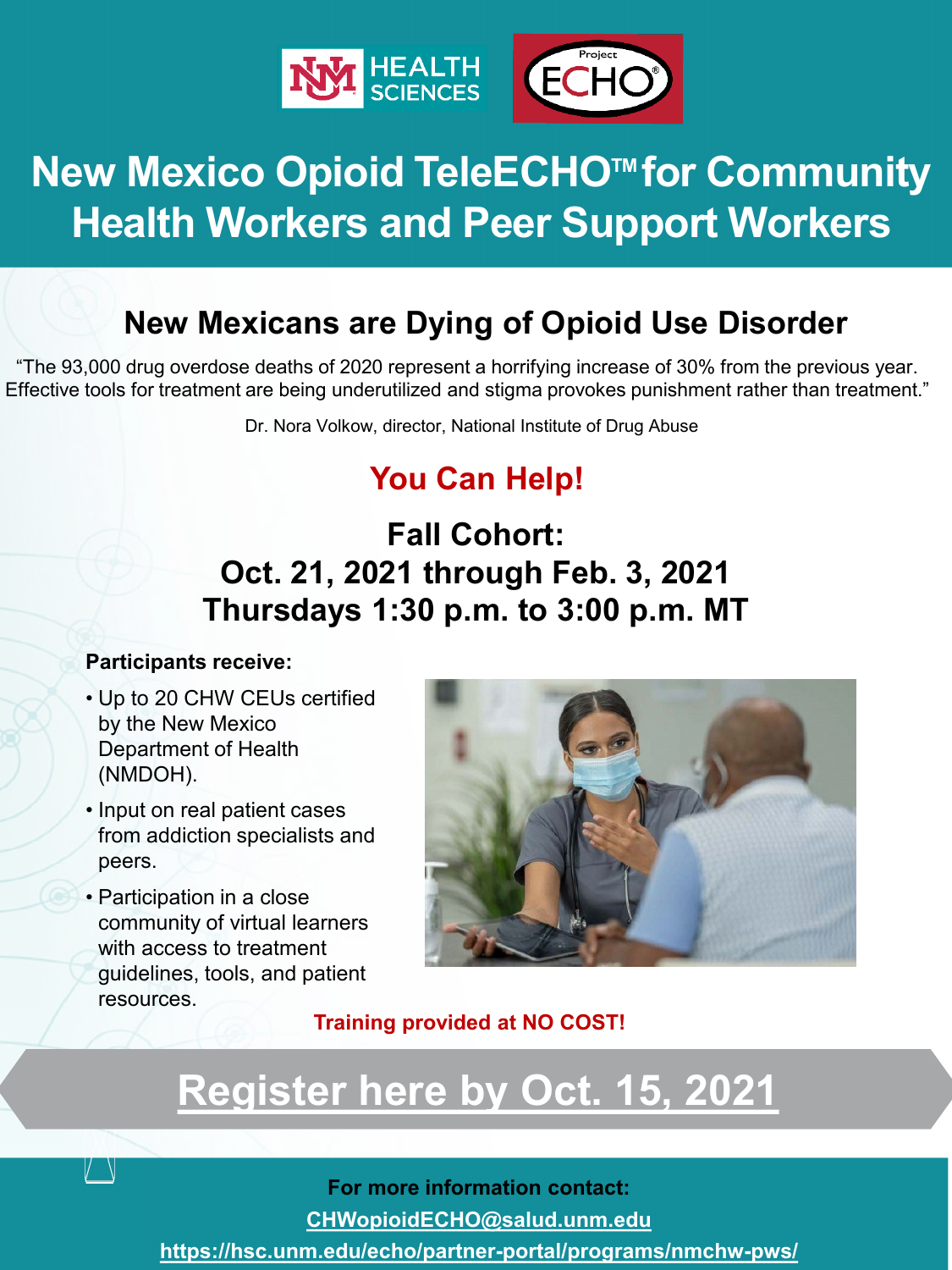HEALTH SCIENCES

Project ECHO®

# New Mexico Opioid TeleECHO™ for Community Health Workers and Peer Support Workers

## New Mexicans are Dying of Opioid Use Disorder

"The 93,000 drug overdose deaths of 2020 represent a horrifying increase of 30% from the previous year. Effective tools for treatment are being underutilized and stigma provokes punishment rather than treatment."

Dr. Nora Volkow, director, National Institute of Drug Abuse

## You Can Help!

### Fall Cohort:
### Oct. 21, 2021 through Feb. 3, 2021
### Thursdays 1:30 p.m. to 3:00 p.m. MT

**Participants receive:**

- Up to 20 CHW CEUs certified by the New Mexico Department of Health (NMDOH).
- Input on real patient cases from addiction specialists and peers.
- Participation in a close community of virtual learners with access to treatment guidelines, tools, and patient resources.

**Training provided at NO COST!**

## Register here by Oct. 15, 2021

**For more information contact:**

CHWopioidECHO@salud.unm.edu

https://hsc.unm.edu/echo/partner-portal/programs/nmchw-pws/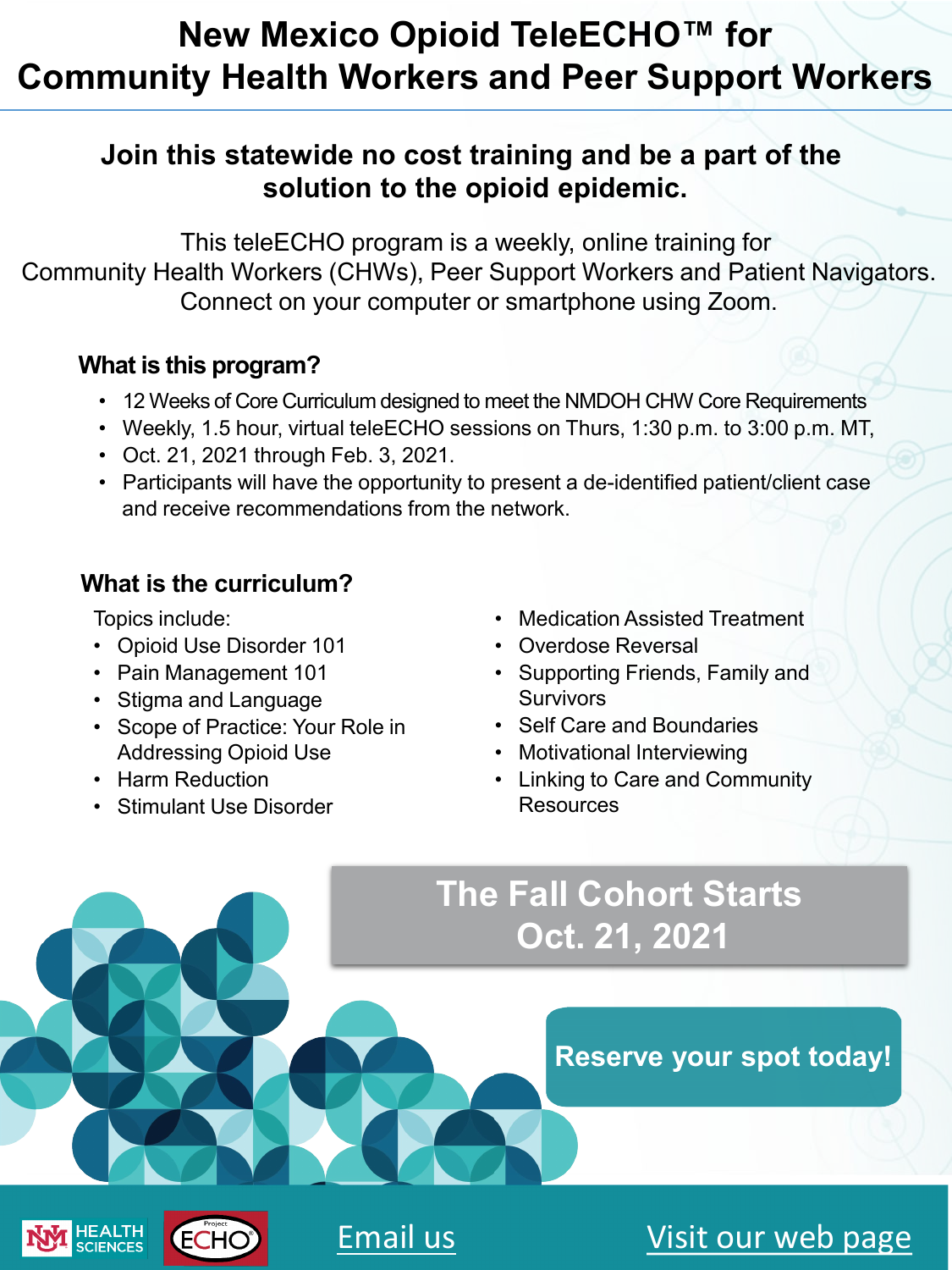# New Mexico Opioid TeleECHO™ for Community Health Workers and Peer Support Workers

**Join this statewide no cost training and be a part of the solution to the opioid epidemic.**

This teleECHO program is a weekly, online training for Community Health Workers (CHWs), Peer Support Workers and Patient Navigators. Connect on your computer or smartphone using Zoom.

## What is this program?

- 12 Weeks of Core Curriculum designed to meet the NMDOH CHW Core Requirements
- Weekly, 1.5 hour, virtual teleECHO sessions on Thurs, 1:30 p.m. to 3:00 p.m. MT,
- Oct. 21, 2021 through Feb. 3, 2021.
- Participants will have the opportunity to present a de-identified patient/client case and receive recommendations from the network.

## What is the curriculum?

Topics include:

- Opioid Use Disorder 101
- Pain Management 101
- Stigma and Language
- Scope of Practice: Your Role in Addressing Opioid Use
- Harm Reduction
- Stimulant Use Disorder
- Medication Assisted Treatment
- Overdose Reversal
- Supporting Friends, Family and Survivors
- Self Care and Boundaries
- Motivational Interviewing
- Linking to Care and Community Resources

**The Fall Cohort Starts Oct. 21, 2021**

**Reserve your spot today!**

UNM HEALTH SCIENCES | Project ECHO

Email us

Visit our web page